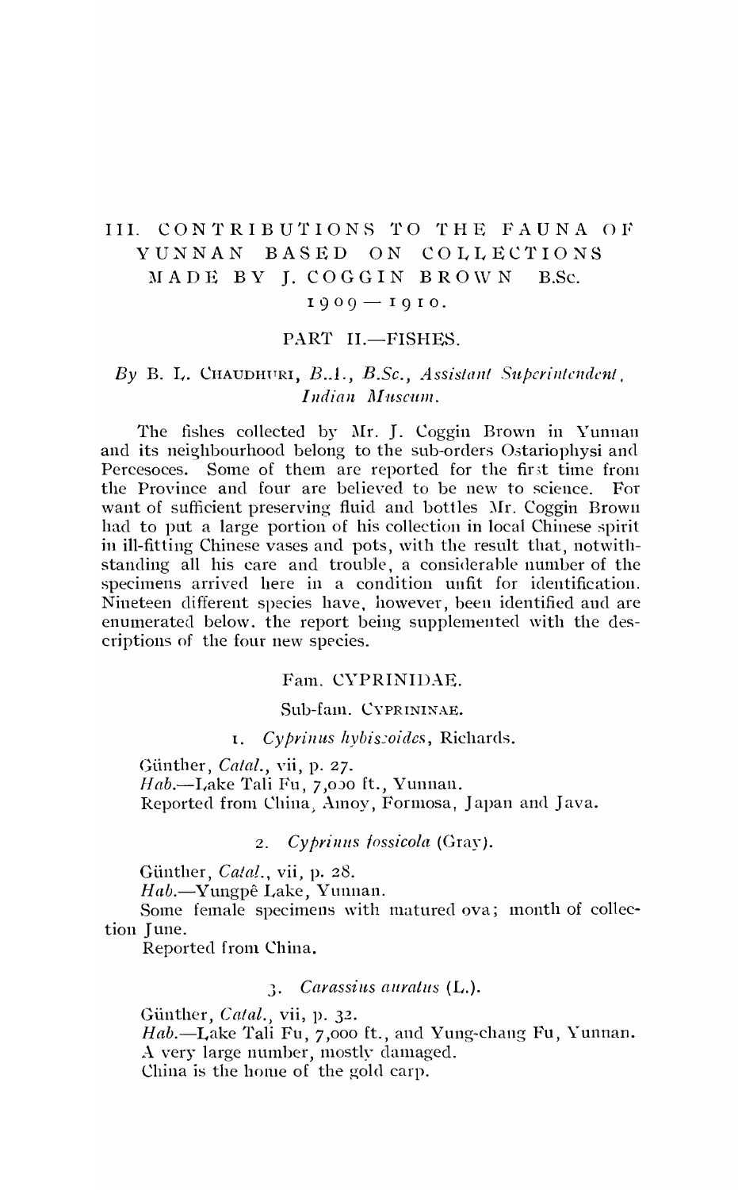# III. CONTRIBUTIONS TO THE FAUNA OF YUNNAN BASED ON COLLECTIONS MADE BY J. COGGIN BROWN B.Sc. 1909—1910.

## PART II.—FISHES.

*By* B. L. CHAUDHURI, *B.A., B.Sc., Assistant Superintendent, Indian Museum.*

The fishes collected by Mr. J. Coggin Brown in Yunnan and its neighbourhood belong to the sub-orders Ostariophysi and Percesoces. Some of them are reported for the first time from the Province and four are believed to be new to science. For want of sufficient preserving fluid and bottles Mr. Coggin Brown had to put a large portion of his collection in local Chinese spirit in ill-fitting Chinese vases and pots, with the result that, notwithstanding all his care and trouble, a considerable number of the specimens arrived here in a condition unfit for identification. Nineteen different species have, however, been identified and are enumerated below, the report being supplemented with the descriptions of the four new species.

### Fam. CYPRINIDAE.

#### Sub-fam. CYPRININAE.

1. *Cyprinus hybiscoides*, Richards.

Günther, *Catal.*, vii, p. 27.
*Hab.*—Lake Tali Fu, 7,000 ft., Yunnan.
Reported from China, Amoy, Formosa, Japan and Java.

2. *Cyprinus fossicola* (Gray).

Günther, *Catal.*, vii, p. 28.
*Hab.*—Yungpê Lake, Yunnan.
Some female specimens with matured ova; month of collection June.
Reported from China.

3. *Carassius auratus* (L.).

Günther, *Catal.*, vii, p. 32.
*Hab.*—Lake Tali Fu, 7,000 ft., and Yung-chang Fu, Yunnan.
A very large number, mostly damaged.
China is the home of the gold carp.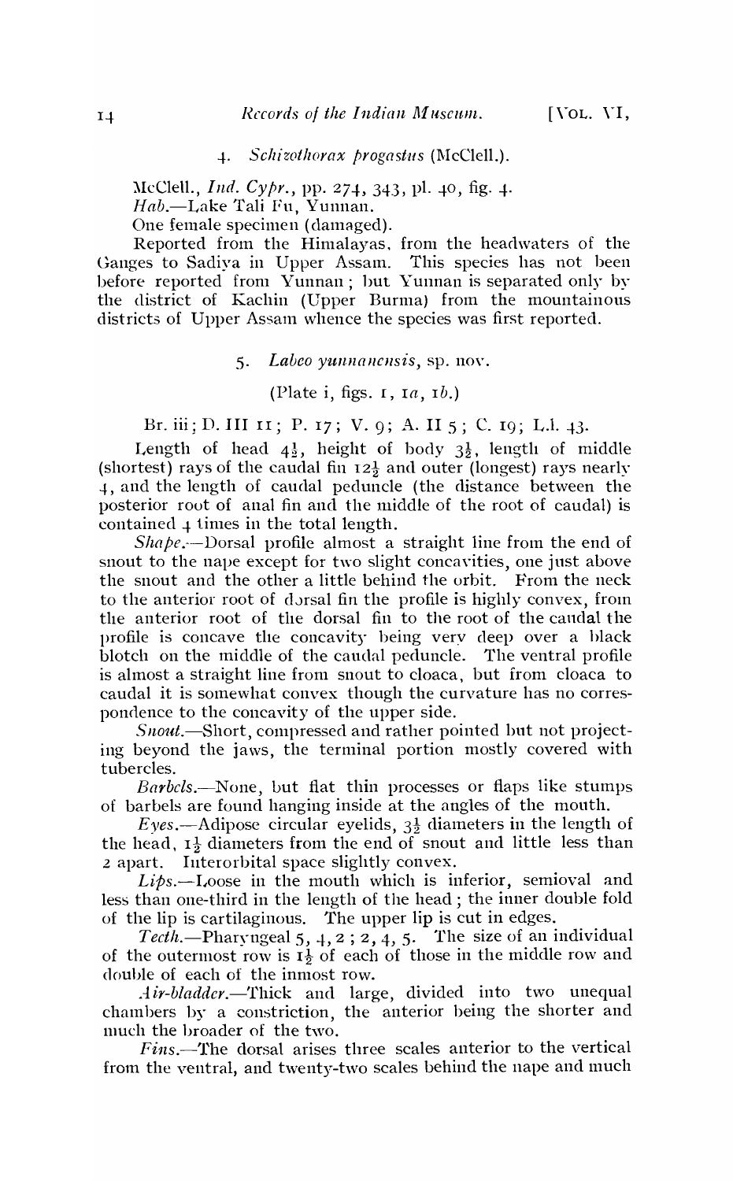4. *Schizothorax progastus* (McClell.).

McClell., *Ind. Cypr.*, pp. 274, 343, pl. 40, fig. 4.
*Hab.*—Lake Tali Fu, Yunnan.
One female specimen (damaged).

Reported from the Himalayas, from the headwaters of the Ganges to Sadiya in Upper Assam. This species has not been before reported from Yunnan; but Yunnan is separated only by the district of Kachin (Upper Burma) from the mountainous districts of Upper Assam whence the species was first reported.

5. *Labeo yunnanensis*, sp. nov.

(Plate i, figs. 1, 1*a*, 1*b*.)

Br. iii; D. III 11; P. 17; V. 9; A. II 5; C. 19; L.l. 43.

Length of head $4\frac{1}{2}$, height of body $3\frac{1}{2}$, length of middle (shortest) rays of the caudal fin $12\frac{1}{2}$ and outer (longest) rays nearly 4, and the length of caudal peduncle (the distance between the posterior root of anal fin and the middle of the root of caudal) is contained 4 times in the total length.

*Shape.*—Dorsal profile almost a straight line from the end of snout to the nape except for two slight concavities, one just above the snout and the other a little behind the orbit. From the neck to the anterior root of dorsal fin the profile is highly convex, from the anterior root of the dorsal fin to the root of the caudal the profile is concave the concavity being very deep over a black blotch on the middle of the caudal peduncle. The ventral profile is almost a straight line from snout to cloaca, but from cloaca to caudal it is somewhat convex though the curvature has no correspondence to the concavity of the upper side.

*Snout.*—Short, compressed and rather pointed but not projecting beyond the jaws, the terminal portion mostly covered with tubercles.

*Barbels.*—None, but flat thin processes or flaps like stumps of barbels are found hanging inside at the angles of the mouth.

*Eyes.*—Adipose circular eyelids, $3\frac{1}{2}$ diameters in the length of the head, $1\frac{1}{2}$ diameters from the end of snout and little less than 2 apart. Interorbital space slightly convex.

*Lips.*—Loose in the mouth which is inferior, semioval and less than one-third in the length of the head; the inner double fold of the lip is cartilaginous. The upper lip is cut in edges.

*Teeth.*—Pharyngeal 5, 4, 2; 2, 4, 5. The size of an individual of the outermost row is $1\frac{1}{2}$ of each of those in the middle row and double of each of the inmost row.

*Air-bladder.*—Thick and large, divided into two unequal chambers by a constriction, the anterior being the shorter and much the broader of the two.

*Fins.*—The dorsal arises three scales anterior to the vertical from the ventral, and twenty-two scales behind the nape and much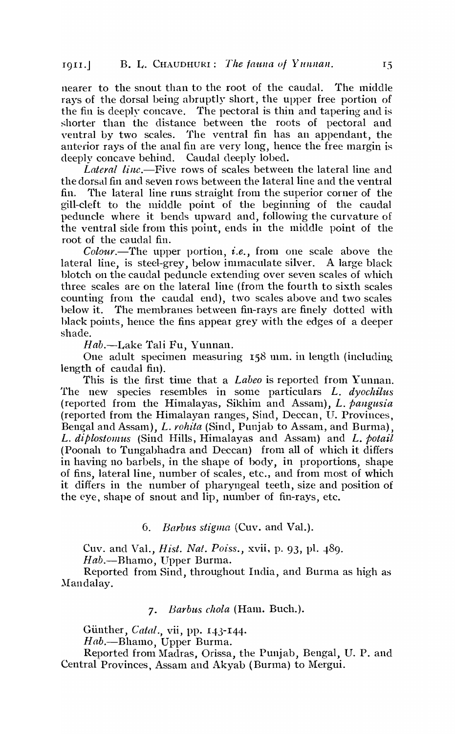nearer to the snout than to the root of the caudal. The middle rays of the dorsal being abruptly short, the upper free portion of the fin is deeply concave. The pectoral is thin and tapering and is shorter than the distance between the roots of pectoral and ventral by two scales. The ventral fin has an appendant, the anterior rays of the anal fin are very long, hence the free margin is deeply concave behind. Caudal deeply lobed.

*Lateral line.*—Five rows of scales between the lateral line and the dorsal fin and seven rows between the lateral line and the ventral fin. The lateral line runs straight from the superior corner of the gill-cleft to the middle point of the beginning of the caudal peduncle where it bends upward and, following the curvature of the ventral side from this point, ends in the middle point of the root of the caudal fin.

*Colour.*—The upper portion, *i.e.*, from one scale above the lateral line, is steel-grey, below immaculate silver. A large black blotch on the caudal peduncle extending over seven scales of which three scales are on the lateral line (from the fourth to sixth scales counting from the caudal end), two scales above and two scales below it. The membranes between fin-rays are finely dotted with black points, hence the fins appear grey with the edges of a deeper shade.

*Hab.*—Lake Tali Fu, Yunnan.

One adult specimen measuring 158 mm. in length (including length of caudal fin).

This is the first time that a *Labeo* is reported from Yunnan. The new species resembles in some particulars *L. dyochilus* (reported from the Himalayas, Sikhim and Assam), *L. pangusia* (reported from the Himalayan ranges, Sind, Deccan, U. Provinces, Bengal and Assam), *L. rohita* (Sind, Punjab to Assam, and Burma), *L. diplostomus* (Sind Hills, Himalayas and Assam) and *L. potail* (Poonah to Tungabhadra and Deccan) from all of which it differs in having no barbels, in the shape of body, in proportions, shape of fins, lateral line, number of scales, etc., and from most of which it differs in the number of pharyngeal teeth, size and position of the eye, shape of snout and lip, number of fin-rays, etc.

### 6. *Barbus stigma* (Cuv. and Val.).

Cuv. and Val., *Hist. Nat. Poiss.*, xvii, p. 93, pl. 489.

*Hab.*—Bhamo, Upper Burma.

Reported from Sind, throughout India, and Burma as high as Mandalay.

### 7. *Barbus chola* (Ham. Buch.).

Günther, *Catal.*, vii, pp. 143-144.

*Hab.*—Bhamo, Upper Burma.

Reported from Madras, Orissa, the Punjab, Bengal, U. P. and Central Provinces, Assam and Akyab (Burma) to Mergui.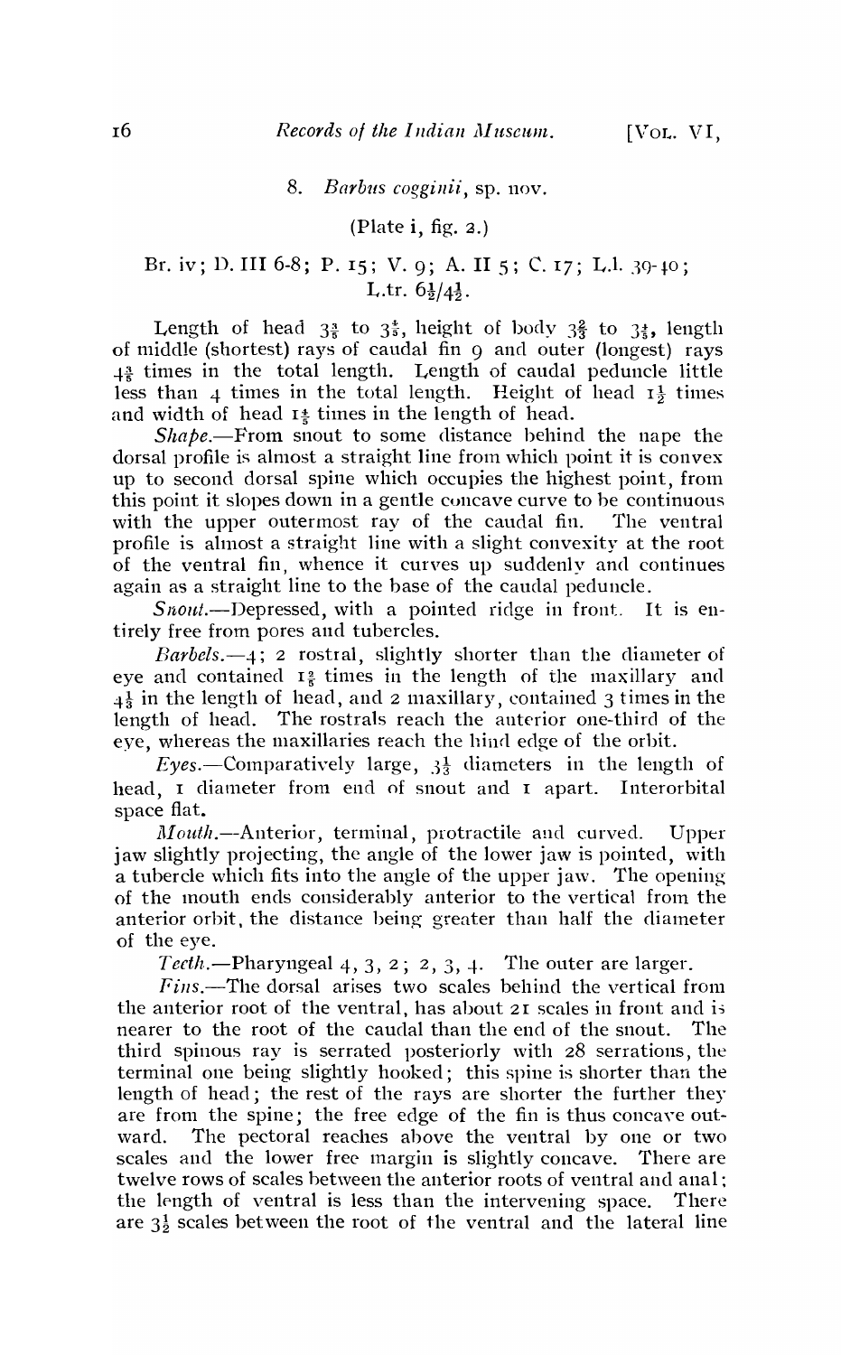## 8. *Barbus cogginii*, sp. nov.

(Plate i, fig. 2.)

Br. iv; D. III 6-8; P. 15; V. 9; A. II 5; C. 17; L.l. 39-40; L.tr. $6\frac{1}{2}/4\frac{1}{2}$.

Length of head $3\frac{3}{5}$ to $3\frac{4}{5}$, height of body $3\frac{2}{3}$ to $3\frac{1}{5}$, length of middle (shortest) rays of caudal fin 9 and outer (longest) rays $4\frac{3}{5}$ times in the total length. Length of caudal peduncle little less than 4 times in the total length. Height of head $1\frac{1}{2}$ times and width of head $1\frac{4}{5}$ times in the length of head.

*Shape.*—From snout to some distance behind the nape the dorsal profile is almost a straight line from which point it is convex up to second dorsal spine which occupies the highest point, from this point it slopes down in a gentle concave curve to be continuous with the upper outermost ray of the caudal fin. The ventral profile is almost a straight line with a slight convexity at the root of the ventral fin, whence it curves up suddenly and continues again as a straight line to the base of the caudal peduncle.

*Snout.*—Depressed, with a pointed ridge in front. It is entirely free from pores and tubercles.

*Barbels.*—4; 2 rostral, slightly shorter than the diameter of eye and contained $1\frac{2}{5}$ times in the length of the maxillary and $4\frac{1}{3}$ in the length of head, and 2 maxillary, contained 3 times in the length of head. The rostrals reach the anterior one-third of the eye, whereas the maxillaries reach the hind edge of the orbit.

*Eyes.*—Comparatively large, $3\frac{1}{3}$ diameters in the length of head, 1 diameter from end of snout and 1 apart. Interorbital space flat.

*Mouth.*—Anterior, terminal, protractile and curved. Upper jaw slightly projecting, the angle of the lower jaw is pointed, with a tubercle which fits into the angle of the upper jaw. The opening of the mouth ends considerably anterior to the vertical from the anterior orbit, the distance being greater than half the diameter of the eye.

*Teeth.*—Pharyngeal 4, 3, 2; 2, 3, 4. The outer are larger.

*Fins.*—The dorsal arises two scales behind the vertical from the anterior root of the ventral, has about 21 scales in front and is nearer to the root of the caudal than the end of the snout. The third spinous ray is serrated posteriorly with 28 serrations, the terminal one being slightly hooked; this spine is shorter than the length of head; the rest of the rays are shorter the further they are from the spine; the free edge of the fin is thus concave outward. The pectoral reaches above the ventral by one or two scales and the lower free margin is slightly concave. There are twelve rows of scales between the anterior roots of ventral and anal; the length of ventral is less than the intervening space. There are $3\frac{1}{2}$ scales between the root of the ventral and the lateral line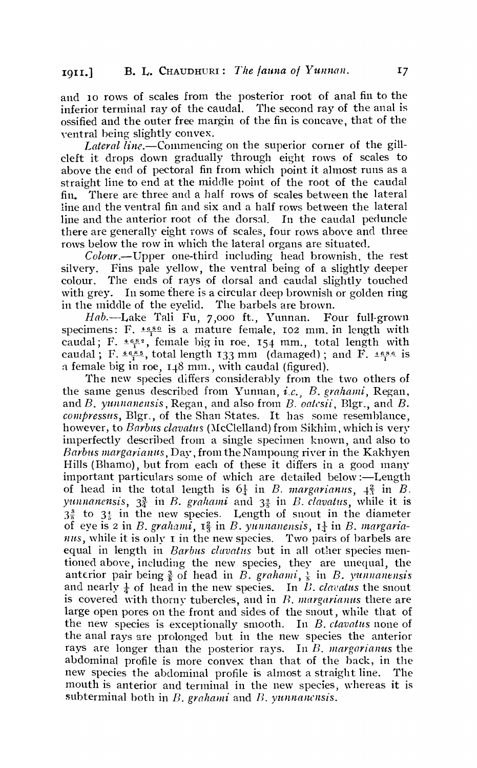and 10 rows of scales from the posterior root of anal fin to the inferior terminal ray of the caudal. The second ray of the anal is ossified and the outer free margin of the fin is concave, that of the ventral being slightly convex.

*Lateral line*.—Commencing on the superior corner of the gill-cleft it drops down gradually through eight rows of scales to above the end of pectoral fin from which point it almost runs as a straight line to end at the middle point of the root of the caudal fin. There are three and a half rows of scales between the lateral line and the ventral fin and six and a half rows between the lateral line and the anterior root of the dorsal. In the caudal peduncle there are generally eight rows of scales, four rows above and three rows below the row in which the lateral organs are situated.

*Colour*.—Upper one-third including head brownish, the rest silvery. Fins pale yellow, the ventral being of a slightly deeper colour. The ends of rays of dorsal and caudal slightly touched with grey. In some there is a circular deep brownish or golden ring in the middle of the eyelid. The barbels are brown.

*Hab*.—Lake Tali Fu, 7,000 ft., Yunnan. Four full-grown specimens: F. $\frac{4680}{1}$ is a mature female, 102 mm. in length with caudal; F. $\frac{4682}{1}$, female big in roe, 154 mm., total length with caudal; F. $\frac{4685}{1}$, total length 133 mm (damaged); and F. $\frac{4686}{1}$ is a female big in roe, 148 mm., with caudal (figured).

The new species differs considerably from the two others of the same genus described from Yunnan, *i.c.*, *B. grahami*, Regan, and *B. yunnanensis*, Regan, and also from *B. oatesii*, Blgr., and *B. compressus*, Blgr., of the Shan States. It has some resemblance, however, to *Barbus clavatus* (McClelland) from Sikhim, which is very imperfectly described from a single specimen known, and also to *Barbus margarianus*, Day, from the Nampoung river in the Kakhyen Hills (Bhamo), but from each of these it differs in a good many important particulars some of which are detailed below:—Length of head in the total length is $6\frac{1}{4}$ in *B. margarianus*, $4\frac{2}{3}$ in *B. yunnanensis*, $3\frac{3}{4}$ in *B. grahami* and $3\frac{2}{5}$ in *B. clavatus*, while it is $3\frac{3}{5}$ to $3\frac{1}{5}$ in the new species. Length of snout in the diameter of eye is 2 in *B. grahami*, $1\frac{2}{3}$ in *B. yunnanensis*, $1\frac{1}{4}$ in *B. margarianus*, while it is only 1 in the new species. Two pairs of barbels are equal in length in *Barbus clavatus* but in all other species mentioned above, including the new species, they are unequal, the anterior pair being $\frac{3}{8}$ of head in *B. grahami*, $\frac{1}{5}$ in *B. yunnanensis* and nearly $\frac{1}{4}$ of head in the new species. In *B. clavatus* the snout is covered with thorny tubercles, and in *B. margarianus* there are large open pores on the front and sides of the snout, while that of the new species is exceptionally smooth. In *B. clavatus* none of the anal rays are prolonged but in the new species the anterior rays are longer than the posterior rays. In *B. margarianus* the abdominal profile is more convex than that of the back, in the new species the abdominal profile is almost a straight line. The mouth is anterior and terminal in the new species, whereas it is subterminal both in *B. grahami* and *B. yunnanensis*.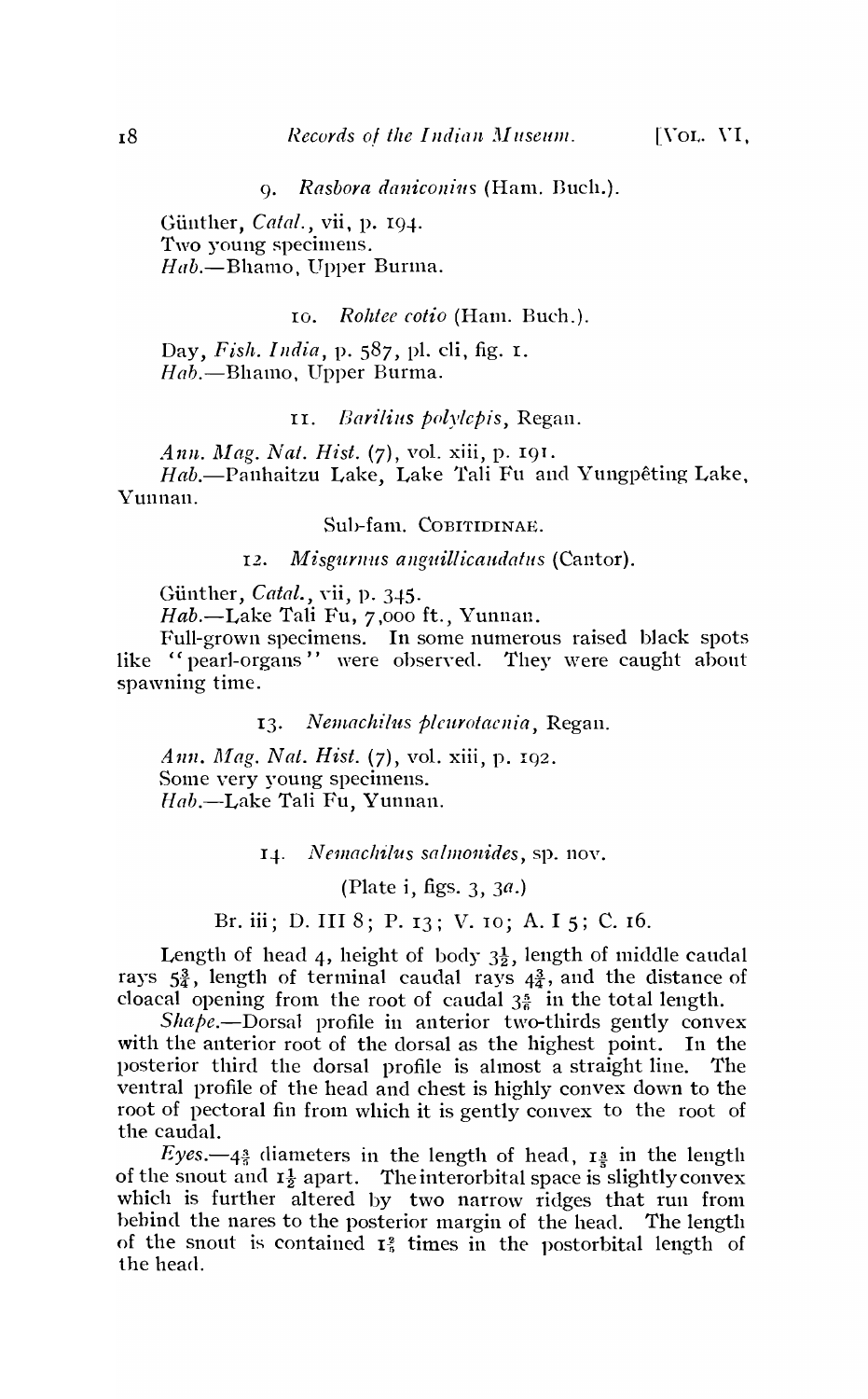### 9. *Rasbora daniconius* (Ham. Buch.).

Günther, *Catal.*, vii, p. 194.
Two young specimens.
*Hab.*—Bhamo, Upper Burma.

### 10. *Rohtee cotio* (Ham. Buch.).

Day, *Fish. India*, p. 587, pl. cli, fig. 1.
*Hab.*—Bhamo, Upper Burma.

### 11. *Barilius polylepis*, Regan.

*Ann. Mag. Nat. Hist.* (7), vol. xiii, p. 191.
*Hab.*—Panhaitzu Lake, Lake Tali Fu and Yungpêting Lake, Yunnan.

## Sub-fam. COBITIDINAE.

### 12. *Misgurnus anguillicaudatus* (Cantor).

Günther, *Catal.*, vii, p. 345.
*Hab.*—Lake Tali Fu, 7,000 ft., Yunnan.

Full-grown specimens. In some numerous raised black spots like "pearl-organs" were observed. They were caught about spawning time.

### 13. *Nemachilus pleurotaenia*, Regan.

*Ann. Mag. Nat. Hist.* (7), vol. xiii, p. 192.
Some very young specimens.
*Hab.*—Lake Tali Fu, Yunnan.

### 14. *Nemachilus salmonides*, sp. nov.

(Plate i, figs. 3, 3*a*.)

Br. iii; D. III 8; P. 13; V. 10; A. I 5; C. 16.

Length of head 4, height of body $3\frac{1}{2}$, length of middle caudal rays $5\frac{3}{4}$, length of terminal caudal rays $4\frac{3}{4}$, and the distance of cloacal opening from the root of caudal $3\frac{5}{6}$ in the total length.

*Shape.*—Dorsal profile in anterior two-thirds gently convex with the anterior root of the dorsal as the highest point. In the posterior third the dorsal profile is almost a straight line. The ventral profile of the head and chest is highly convex down to the root of pectoral fin from which it is gently convex to the root of the caudal.

*Eyes.*—$4\frac{3}{5}$ diameters in the length of head, $1\frac{3}{5}$ in the length of the snout and $1\frac{1}{2}$ apart. The interorbital space is slightly convex which is further altered by two narrow ridges that run from behind the nares to the posterior margin of the head. The length of the snout is contained $1\frac{2}{5}$ times in the postorbital length of the head.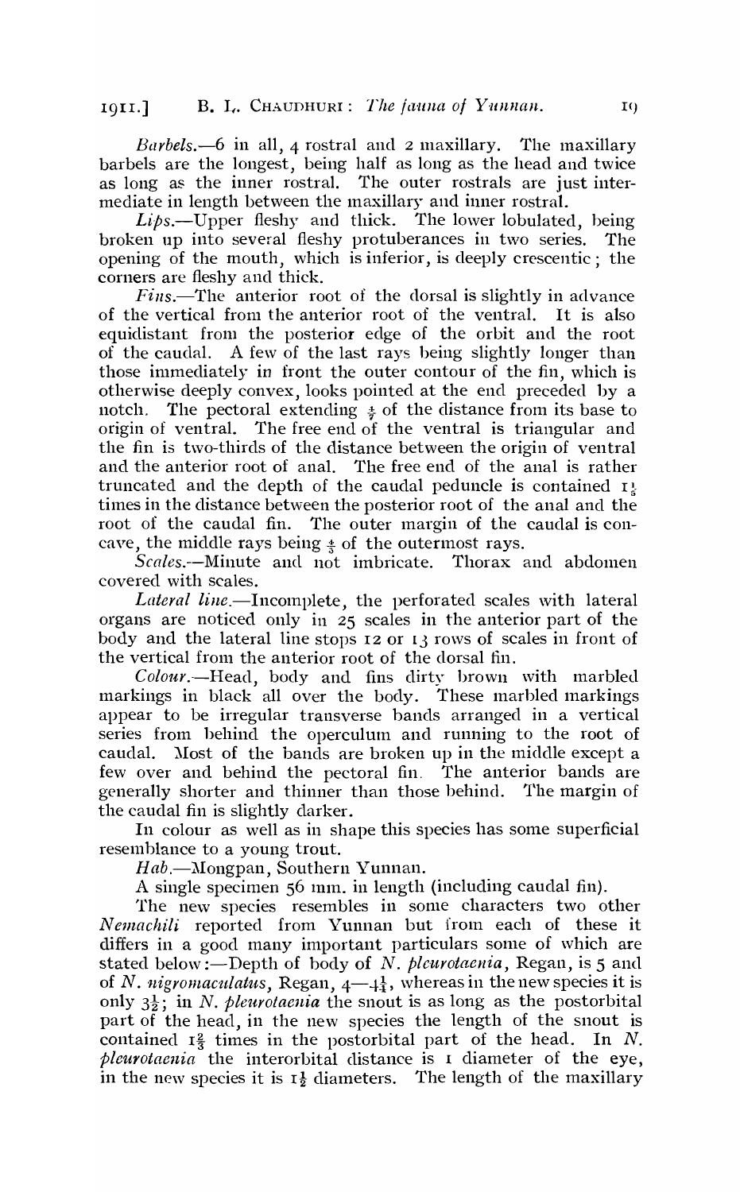*Barbels.*—6 in all, 4 rostral and 2 maxillary. The maxillary barbels are the longest, being half as long as the head and twice as long as the inner rostral. The outer rostrals are just intermediate in length between the maxillary and inner rostral.

*Lips.*—Upper fleshy and thick. The lower lobulated, being broken up into several fleshy protuberances in two series. The opening of the mouth, which is inferior, is deeply crescentic; the corners are fleshy and thick.

*Fins.*—The anterior root of the dorsal is slightly in advance of the vertical from the anterior root of the ventral. It is also equidistant from the posterior edge of the orbit and the root of the caudal. A few of the last rays being slightly longer than those immediately in front the outer contour of the fin, which is otherwise deeply convex, looks pointed at the end preceded by a notch. The pectoral extending $\frac{4}{7}$ of the distance from its base to origin of ventral. The free end of the ventral is triangular and the fin is two-thirds of the distance between the origin of ventral and the anterior root of anal. The free end of the anal is rather truncated and the depth of the caudal peduncle is contained $1\frac{1}{5}$ times in the distance between the posterior root of the anal and the root of the caudal fin. The outer margin of the caudal is concave, the middle rays being $\frac{4}{5}$ of the outermost rays.

*Scales.*—Minute and not imbricate. Thorax and abdomen covered with scales.

*Lateral line.*—Incomplete, the perforated scales with lateral organs are noticed only in 25 scales in the anterior part of the body and the lateral line stops 12 or 13 rows of scales in front of the vertical from the anterior root of the dorsal fin.

*Colour.*—Head, body and fins dirty brown with marbled markings in black all over the body. These marbled markings appear to be irregular transverse bands arranged in a vertical series from behind the operculum and running to the root of caudal. Most of the bands are broken up in the middle except a few over and behind the pectoral fin. The anterior bands are generally shorter and thinner than those behind. The margin of the caudal fin is slightly darker.

In colour as well as in shape this species has some superficial resemblance to a young trout.

*Hab.*—Mongpan, Southern Yunnan.

A single specimen 56 mm. in length (including caudal fin).

The new species resembles in some characters two other *Nemachili* reported from Yunnan but from each of these it differs in a good many important particulars some of which are stated below:—Depth of body of *N. pleurotaenia*, Regan, is 5 and of *N. nigromaculatus*, Regan, 4—$4\frac{1}{4}$, whereas in the new species it is only $3\frac{1}{2}$; in *N. pleurotaenia* the snout is as long as the postorbital part of the head, in the new species the length of the snout is contained $1\frac{2}{3}$ times in the postorbital part of the head. In *N. pleurotaenia* the interorbital distance is 1 diameter of the eye, in the new species it is $1\frac{1}{2}$ diameters. The length of the maxillary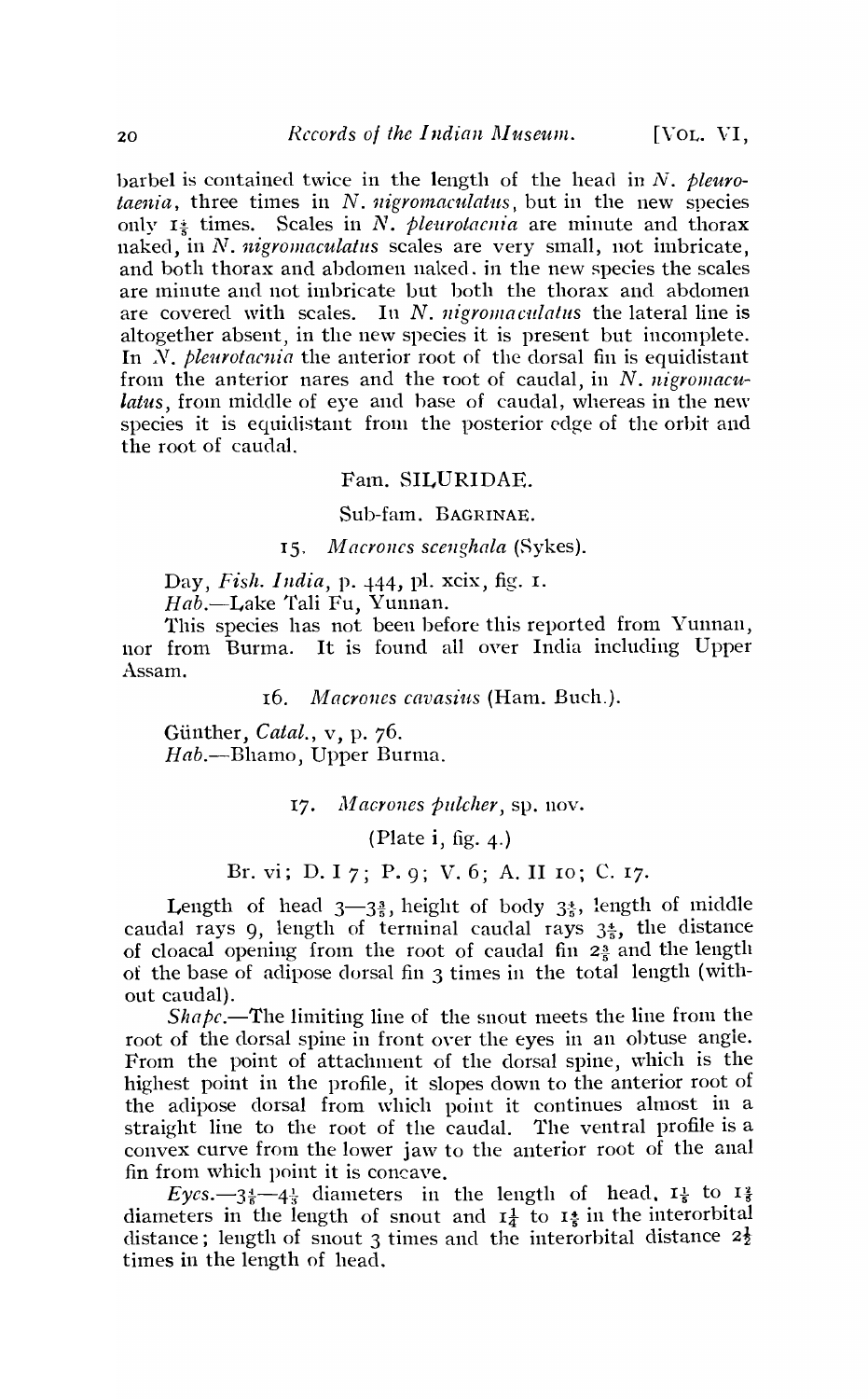barbel is contained twice in the length of the head in *N. pleurotaenia*, three times in *N. nigromaculatus*, but in the new species only $1\frac{1}{5}$ times. Scales in *N. pleurotaenia* are minute and thorax naked, in *N. nigromaculatus* scales are very small, not imbricate, and both thorax and abdomen naked. in the new species the scales are minute and not imbricate but both the thorax and abdomen are covered with scales. In *N. nigromaculatus* the lateral line is altogether absent, in the new species it is present but incomplete. In *N. pleurotaenia* the anterior root of the dorsal fin is equidistant from the anterior nares and the root of caudal, in *N. nigromaculatus*, from middle of eye and base of caudal, whereas in the new species it is equidistant from the posterior edge of the orbit and the root of caudal.

## Fam. SILURIDAE.

### Sub-fam. BAGRINAE.

#### 15. *Macrones scenghala* (Sykes).

Day, *Fish. India*, p. 444, pl. xcix, fig. 1.

*Hab.*—Lake Tali Fu, Yunnan.

This species has not been before this reported from Yunnan, nor from Burma. It is found all over India including Upper Assam.

#### 16. *Macrones cavasius* (Ham. Buch.).

Günther, *Catal.*, v, p. 76.

*Hab.*—Bhamo, Upper Burma.

#### 17. *Macrones pulcher*, sp. nov.

(Plate i, fig. 4.)

Br. vi; D. I 7; P. 9; V. 6; A. II 10; C. 17.

Length of head $3$—$3\frac{3}{5}$, height of body $3\frac{4}{5}$, length of middle caudal rays 9, length of terminal caudal rays $3\frac{4}{5}$, the distance of cloacal opening from the root of caudal fin $2\frac{3}{5}$ and the length of the base of adipose dorsal fin 3 times in the total length (without caudal).

*Shape.*—The limiting line of the snout meets the line from the root of the dorsal spine in front over the eyes in an obtuse angle. From the point of attachment of the dorsal spine, which is the highest point in the profile, it slopes down to the anterior root of the adipose dorsal from which point it continues almost in a straight line to the root of the caudal. The ventral profile is a convex curve from the lower jaw to the anterior root of the anal fin from which point it is concave.

*Eyes.*—$3\frac{4}{5}$—$4\frac{1}{3}$ diameters in the length of head, $1\frac{1}{5}$ to $1\frac{2}{5}$ diameters in the length of snout and $1\frac{1}{4}$ to $1\frac{4}{5}$ in the interorbital distance; length of snout 3 times and the interorbital distance $2\frac{1}{2}$ times in the length of head.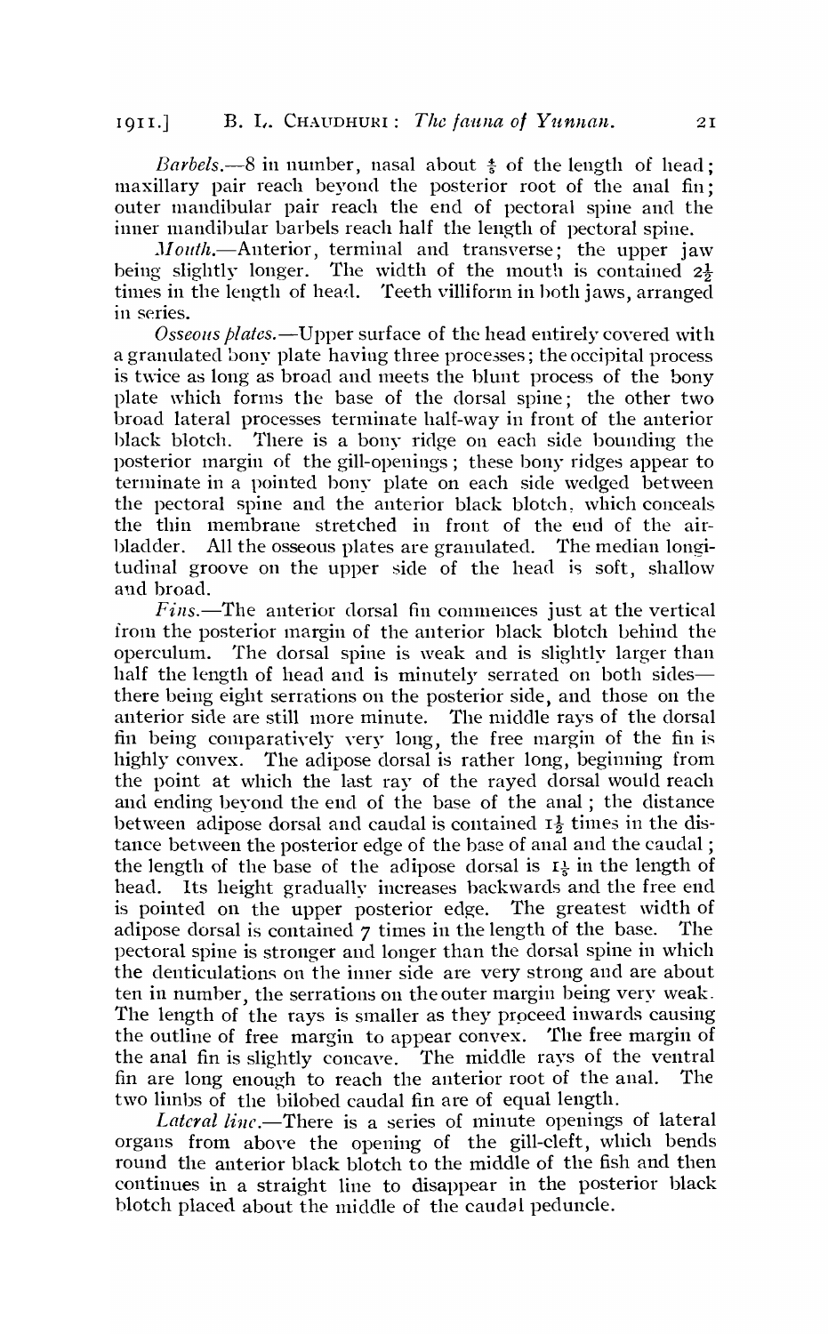*Barbels*.—8 in number, nasal about $\frac{4}{5}$ of the length of head; maxillary pair reach beyond the posterior root of the anal fin; outer mandibular pair reach the end of pectoral spine and the inner mandibular barbels reach half the length of pectoral spine.

*Mouth*.—Anterior, terminal and transverse; the upper jaw being slightly longer. The width of the mouth is contained $2\frac{1}{2}$ times in the length of head. Teeth villiform in both jaws, arranged in series.

*Osseous plates*.—Upper surface of the head entirely covered with a granulated bony plate having three processes; the occipital process is twice as long as broad and meets the blunt process of the bony plate which forms the base of the dorsal spine; the other two broad lateral processes terminate half-way in front of the anterior black blotch. There is a bony ridge on each side bounding the posterior margin of the gill-openings; these bony ridges appear to terminate in a pointed bony plate on each side wedged between the pectoral spine and the anterior black blotch, which conceals the thin membrane stretched in front of the end of the air-bladder. All the osseous plates are granulated. The median longitudinal groove on the upper side of the head is soft, shallow and broad.

*Fins*.—The anterior dorsal fin commences just at the vertical from the posterior margin of the anterior black blotch behind the operculum. The dorsal spine is weak and is slightly larger than half the length of head and is minutely serrated on both sides—there being eight serrations on the posterior side, and those on the anterior side are still more minute. The middle rays of the dorsal fin being comparatively very long, the free margin of the fin is highly convex. The adipose dorsal is rather long, beginning from the point at which the last ray of the rayed dorsal would reach and ending beyond the end of the base of the anal; the distance between adipose dorsal and caudal is contained $1\frac{1}{2}$ times in the distance between the posterior edge of the base of anal and the caudal; the length of the base of the adipose dorsal is $1\frac{1}{5}$ in the length of head. Its height gradually increases backwards and the free end is pointed on the upper posterior edge. The greatest width of adipose dorsal is contained 7 times in the length of the base. The pectoral spine is stronger and longer than the dorsal spine in which the denticulations on the inner side are very strong and are about ten in number, the serrations on the outer margin being very weak. The length of the rays is smaller as they proceed inwards causing the outline of free margin to appear convex. The free margin of the anal fin is slightly concave. The middle rays of the ventral fin are long enough to reach the anterior root of the anal. The two limbs of the bilobed caudal fin are of equal length.

*Lateral line*.—There is a series of minute openings of lateral organs from above the opening of the gill-cleft, which bends round the anterior black blotch to the middle of the fish and then continues in a straight line to disappear in the posterior black blotch placed about the middle of the caudal peduncle.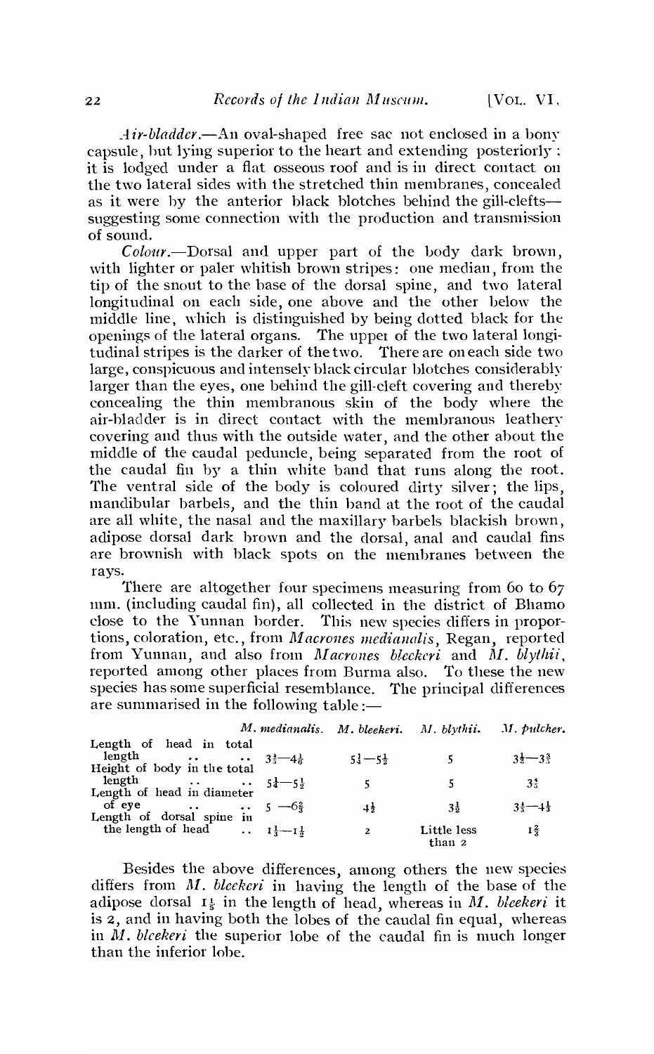*Air-bladder.*—An oval-shaped free sac not enclosed in a bony capsule, but lying superior to the heart and extending posteriorly: it is lodged under a flat osseous roof and is in direct contact on the two lateral sides with the stretched thin membranes, concealed as it were by the anterior black blotches behind the gill-clefts—suggesting some connection with the production and transmission of sound.

*Colour.*—Dorsal and upper part of the body dark brown, with lighter or paler whitish brown stripes: one median, from the tip of the snout to the base of the dorsal spine, and two lateral longitudinal on each side, one above and the other below the middle line, which is distinguished by being dotted black for the openings of the lateral organs. The upper of the two lateral longitudinal stripes is the darker of the two. There are on each side two large, conspicuous and intensely black circular blotches considerably larger than the eyes, one behind the gill-cleft covering and thereby concealing the thin membranous skin of the body where the air-bladder is in direct contact with the membranous leathery covering and thus with the outside water, and the other about the middle of the caudal peduncle, being separated from the root of the caudal fin by a thin white band that runs along the root. The ventral side of the body is coloured dirty silver; the lips, mandibular barbels, and the thin band at the root of the caudal are all white, the nasal and the maxillary barbels blackish brown, adipose dorsal dark brown and the dorsal, anal and caudal fins are brownish with black spots on the membranes between the rays.

There are altogether four specimens measuring from 60 to 67 mm. (including caudal fin), all collected in the district of Bhamo close to the Yunnan border. This new species differs in proportions, coloration, etc., from *Macrones medianalis*, Regan, reported from Yunnan, and also from *Macrones bleekeri* and *M. blythii*, reported among other places from Burma also. To these the new species has some superficial resemblance. The principal differences are summarised in the following table:—

| | *M. medianalis.* | *M. bleekeri.* | *M. blythii.* | *M. pulcher.* |
|---|---|---|---|---|
| Length of head in total length | $3\frac{2}{3}$—$4\frac{1}{6}$ | $5\frac{1}{4}$—$5\frac{1}{2}$ | 5 | $3\frac{1}{2}$—$3\frac{3}{5}$ |
| Height of body in the total length | $5\frac{1}{4}$—$5\frac{1}{2}$ | 5 | 5 | $3\frac{4}{5}$ |
| Length of head in diameter of eye | 5 —$6\frac{2}{3}$ | $4\frac{1}{2}$ | $3\frac{1}{2}$ | $3\frac{4}{5}$—$4\frac{1}{3}$ |
| Length of dorsal spine in the length of head | $1\frac{1}{3}$—$1\frac{1}{2}$ | 2 | Little less than 2 | $1\frac{2}{3}$ |

Besides the above differences, among others the new species differs from *M. bleekeri* in having the length of the base of the adipose dorsal $1\frac{1}{5}$ in the length of head, whereas in *M. bleekeri* it is 2, and in having both the lobes of the caudal fin equal, whereas in *M. bleekeri* the superior lobe of the caudal fin is much longer than the inferior lobe.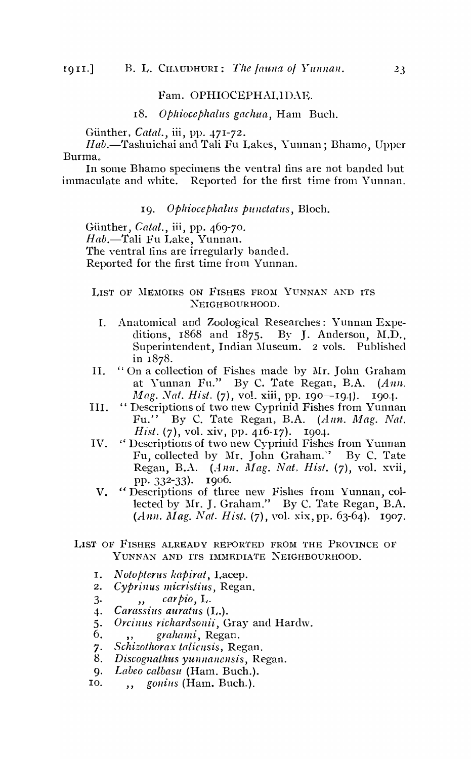Fam. OPHIOCEPHALIDAE.

18. *Ophiocephalus gachua*, Ham Buch.

Günther, *Catal.*, iii, pp. 471-72.

*Hab.*—Tashuichai and Tali Fu Lakes, Yunnan; Bhamo, Upper Burma.

In some Bhamo specimens the ventral fins are not banded but immaculate and white. Reported for the first time from Yunnan.

19. *Ophiocephalus punctatus*, Bloch.

Günther, *Catal.*, iii, pp. 469-70.

*Hab.*—Tali Fu Lake, Yunnan.

The ventral fins are irregularly banded.

Reported for the first time from Yunnan.

LIST OF MEMOIRS ON FISHES FROM YUNNAN AND ITS NEIGHBOURHOOD.

I. Anatomical and Zoological Researches: Yunnan Expeditions, 1868 and 1875. By J. Anderson, M.D., Superintendent, Indian Museum. 2 vols. Published in 1878.

II. "On a collection of Fishes made by Mr. John Graham at Yunnan Fu." By C. Tate Regan, B.A. (*Ann. Mag. Nat. Hist.* (7), vol. xiii, pp. 190—194). 1904.

III. "Descriptions of two new Cyprinid Fishes from Yunnan Fu." By C. Tate Regan, B.A. (*Ann. Mag. Nat. Hist.* (7), vol. xiv, pp. 416-17). 1904.

IV. "Descriptions of two new Cyprinid Fishes from Yunnan Fu, collected by Mr. John Graham." By C. Tate Regan, B.A. (*Ann. Mag. Nat. Hist.* (7), vol. xvii, pp. 332-33). 1906.

V. "Descriptions of three new Fishes from Yunnan, collected by Mr. J. Graham." By C. Tate Regan, B.A. (*Ann. Mag. Nat. Hist.* (7), vol. xix, pp. 63-64). 1907.

LIST OF FISHES ALREADY REPORTED FROM THE PROVINCE OF YUNNAN AND ITS IMMEDIATE NEIGHBOURHOOD.

1. *Notopterus kapirat*, Lacep.
2. *Cyprinus micristius*, Regan.
3. ,, *carpio*, L.
4. *Carassius auratus* (L.).
5. *Orcinus richardsonii*, Gray and Hardw.
6. ,, *grahami*, Regan.
7. *Schizothorax taliensis*, Regan.
8. *Discognathus yunnanensis*, Regan.
9. *Labeo calbasu* (Ham. Buch.).
10. ,, *gonius* (Ham. Buch.).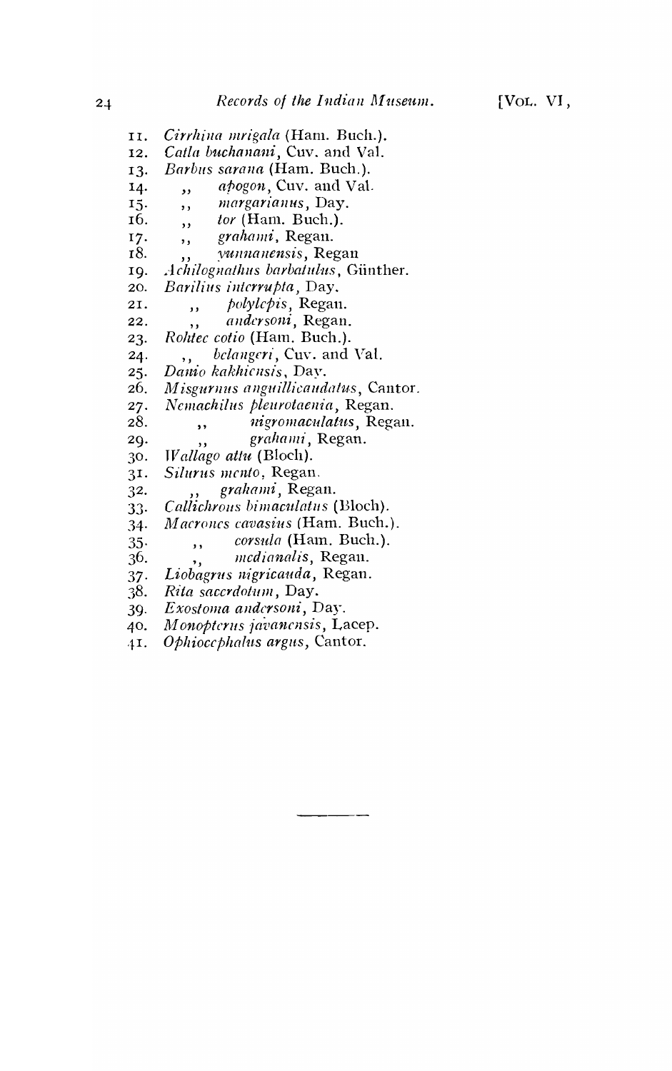11. *Cirrhina mrigala* (Ham. Buch.).
12. *Catla buchanani*, Cuv. and Val.
13. *Barbus sarana* (Ham. Buch.).
14. ,, *apogon*, Cuv. and Val.
15. ,, *margarianus*, Day.
16. ,, *tor* (Ham. Buch.).
17. ,, *grahami*, Regan.
18. ,, *yunnanensis*, Regan
19. *Achilognathus barbatulus*, Günther.
20. *Barilius interrupta*, Day.
21. ,, *polylepis*, Regan.
22. ,, *andersoni*, Regan.
23. *Rohtee cotio* (Ham. Buch.).
24. ,, *belangeri*, Cuv. and Val.
25. *Danio kakhiensis*, Day.
26. *Misgurnus anguillicaudatus*, Cantor.
27. *Nemachilus pleurotaenia*, Regan.
28. ,, *nigromaculatus*, Regan.
29. ,, *grahami*, Regan.
30. *Wallago attu* (Bloch).
31. *Silurus mento*, Regan.
32. ,, *grahami*, Regan.
33. *Callichrous bimaculatus* (Bloch).
34. *Macrones cavasius* (Ham. Buch.).
35. ,, *corsula* (Ham. Buch.).
36. ,, *medianalis*, Regan.
37. *Liobagrus nigricauda*, Regan.
38. *Rita sacerdotum*, Day.
39. *Exostoma andersoni*, Day.
40. *Monopterus javanensis*, Lacep.
41. *Ophiocephalus argus*, Cantor.